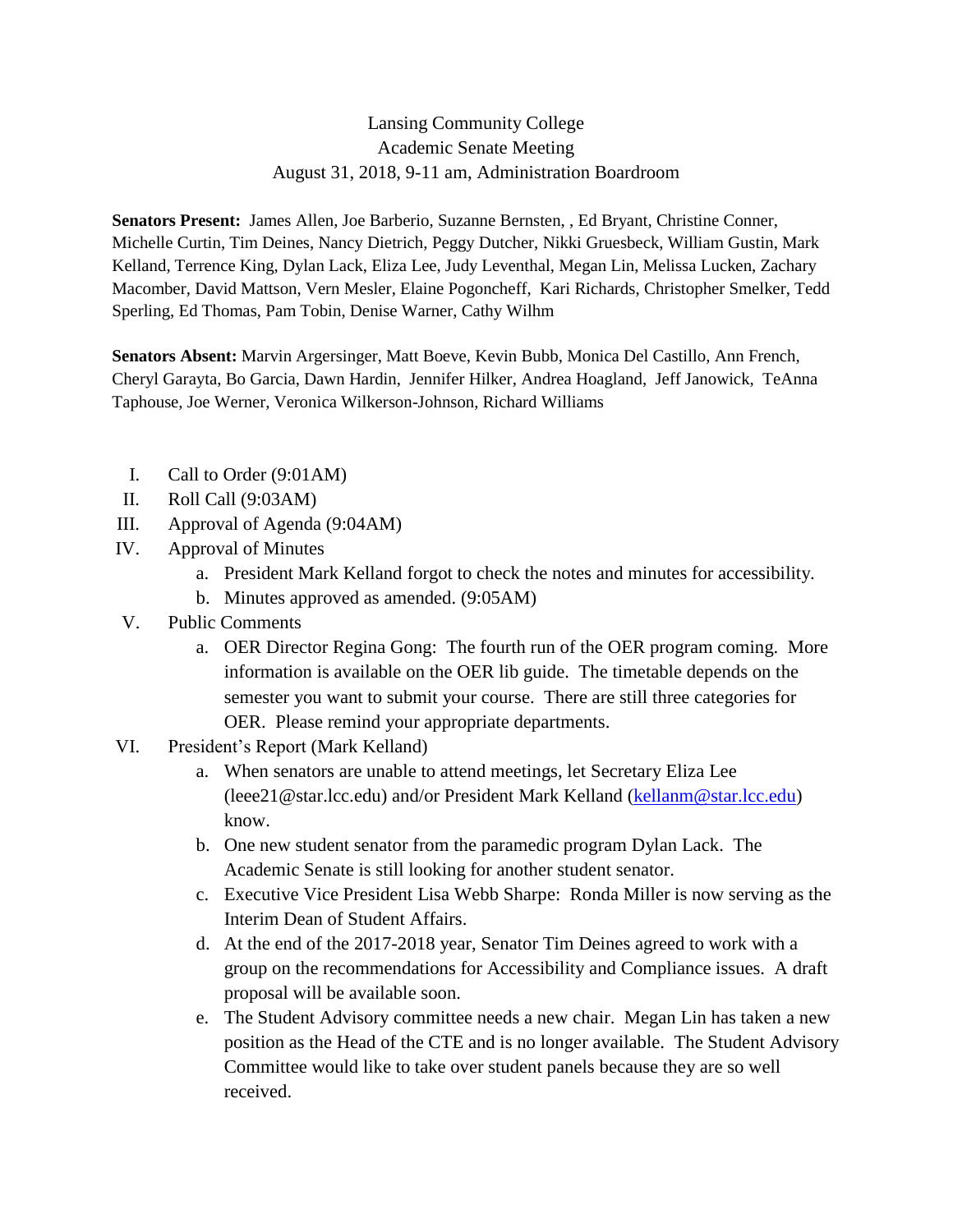Lansing Community College
Academic Senate Meeting
August 31, 2018, 9-11 am, Administration Boardroom

**Senators Present:** James Allen, Joe Barberio, Suzanne Bernsten, , Ed Bryant, Christine Conner, Michelle Curtin, Tim Deines, Nancy Dietrich, Peggy Dutcher, Nikki Gruesbeck, William Gustin, Mark Kelland, Terrence King, Dylan Lack, Eliza Lee, Judy Leventhal, Megan Lin, Melissa Lucken, Zachary Macomber, David Mattson, Vern Mesler, Elaine Pogoncheff, Kari Richards, Christopher Smelker, Tedd Sperling, Ed Thomas, Pam Tobin, Denise Warner, Cathy Wilhm

**Senators Absent:** Marvin Argersinger, Matt Boeve, Kevin Bubb, Monica Del Castillo, Ann French, Cheryl Garayta, Bo Garcia, Dawn Hardin, Jennifer Hilker, Andrea Hoagland, Jeff Janowick, TeAnna Taphouse, Joe Werner, Veronica Wilkerson-Johnson, Richard Williams

I. Call to Order (9:01AM)

II. Roll Call (9:03AM)

III. Approval of Agenda (9:04AM)

IV. Approval of Minutes
   a. President Mark Kelland forgot to check the notes and minutes for accessibility.
   b. Minutes approved as amended. (9:05AM)

V. Public Comments
   a. OER Director Regina Gong: The fourth run of the OER program coming. More information is available on the OER lib guide. The timetable depends on the semester you want to submit your course. There are still three categories for OER. Please remind your appropriate departments.

VI. President's Report (Mark Kelland)
   a. When senators are unable to attend meetings, let Secretary Eliza Lee (leee21@star.lcc.edu) and/or President Mark Kelland (kellanm@star.lcc.edu) know.
   b. One new student senator from the paramedic program Dylan Lack. The Academic Senate is still looking for another student senator.
   c. Executive Vice President Lisa Webb Sharpe: Ronda Miller is now serving as the Interim Dean of Student Affairs.
   d. At the end of the 2017-2018 year, Senator Tim Deines agreed to work with a group on the recommendations for Accessibility and Compliance issues. A draft proposal will be available soon.
   e. The Student Advisory committee needs a new chair. Megan Lin has taken a new position as the Head of the CTE and is no longer available. The Student Advisory Committee would like to take over student panels because they are so well received.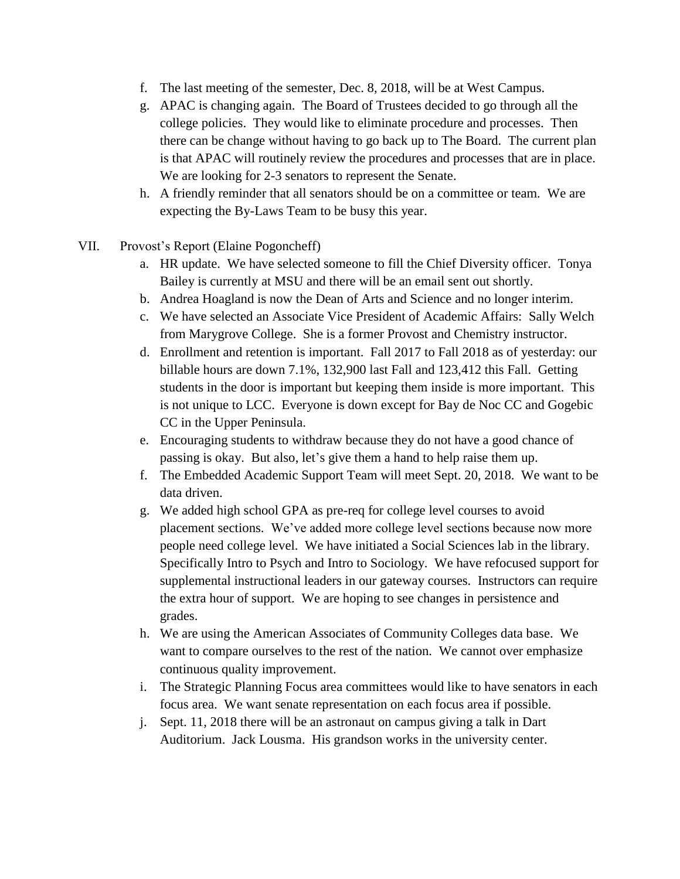f. The last meeting of the semester, Dec. 8, 2018, will be at West Campus.

g. APAC is changing again. The Board of Trustees decided to go through all the college policies. They would like to eliminate procedure and processes. Then there can be change without having to go back up to The Board. The current plan is that APAC will routinely review the procedures and processes that are in place. We are looking for 2-3 senators to represent the Senate.

h. A friendly reminder that all senators should be on a committee or team. We are expecting the By-Laws Team to be busy this year.

VII. Provost's Report (Elaine Pogoncheff)

a. HR update. We have selected someone to fill the Chief Diversity officer. Tonya Bailey is currently at MSU and there will be an email sent out shortly.

b. Andrea Hoagland is now the Dean of Arts and Science and no longer interim.

c. We have selected an Associate Vice President of Academic Affairs: Sally Welch from Marygrove College. She is a former Provost and Chemistry instructor.

d. Enrollment and retention is important. Fall 2017 to Fall 2018 as of yesterday: our billable hours are down 7.1%, 132,900 last Fall and 123,412 this Fall. Getting students in the door is important but keeping them inside is more important. This is not unique to LCC. Everyone is down except for Bay de Noc CC and Gogebic CC in the Upper Peninsula.

e. Encouraging students to withdraw because they do not have a good chance of passing is okay. But also, let's give them a hand to help raise them up.

f. The Embedded Academic Support Team will meet Sept. 20, 2018. We want to be data driven.

g. We added high school GPA as pre-req for college level courses to avoid placement sections. We've added more college level sections because now more people need college level. We have initiated a Social Sciences lab in the library. Specifically Intro to Psych and Intro to Sociology. We have refocused support for supplemental instructional leaders in our gateway courses. Instructors can require the extra hour of support. We are hoping to see changes in persistence and grades.

h. We are using the American Associates of Community Colleges data base. We want to compare ourselves to the rest of the nation. We cannot over emphasize continuous quality improvement.

i. The Strategic Planning Focus area committees would like to have senators in each focus area. We want senate representation on each focus area if possible.

j. Sept. 11, 2018 there will be an astronaut on campus giving a talk in Dart Auditorium. Jack Lousma. His grandson works in the university center.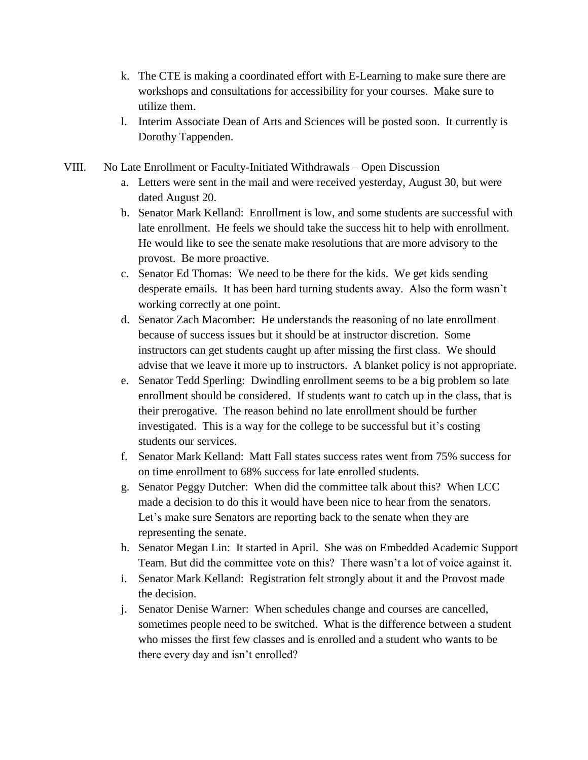k. The CTE is making a coordinated effort with E-Learning to make sure there are workshops and consultations for accessibility for your courses. Make sure to utilize them.

l. Interim Associate Dean of Arts and Sciences will be posted soon. It currently is Dorothy Tappenden.

VIII. No Late Enrollment or Faculty-Initiated Withdrawals – Open Discussion

a. Letters were sent in the mail and were received yesterday, August 30, but were dated August 20.

b. Senator Mark Kelland: Enrollment is low, and some students are successful with late enrollment. He feels we should take the success hit to help with enrollment. He would like to see the senate make resolutions that are more advisory to the provost. Be more proactive.

c. Senator Ed Thomas: We need to be there for the kids. We get kids sending desperate emails. It has been hard turning students away. Also the form wasn't working correctly at one point.

d. Senator Zach Macomber: He understands the reasoning of no late enrollment because of success issues but it should be at instructor discretion. Some instructors can get students caught up after missing the first class. We should advise that we leave it more up to instructors. A blanket policy is not appropriate.

e. Senator Tedd Sperling: Dwindling enrollment seems to be a big problem so late enrollment should be considered. If students want to catch up in the class, that is their prerogative. The reason behind no late enrollment should be further investigated. This is a way for the college to be successful but it's costing students our services.

f. Senator Mark Kelland: Matt Fall states success rates went from 75% success for on time enrollment to 68% success for late enrolled students.

g. Senator Peggy Dutcher: When did the committee talk about this? When LCC made a decision to do this it would have been nice to hear from the senators. Let's make sure Senators are reporting back to the senate when they are representing the senate.

h. Senator Megan Lin: It started in April. She was on Embedded Academic Support Team. But did the committee vote on this? There wasn't a lot of voice against it.

i. Senator Mark Kelland: Registration felt strongly about it and the Provost made the decision.

j. Senator Denise Warner: When schedules change and courses are cancelled, sometimes people need to be switched. What is the difference between a student who misses the first few classes and is enrolled and a student who wants to be there every day and isn't enrolled?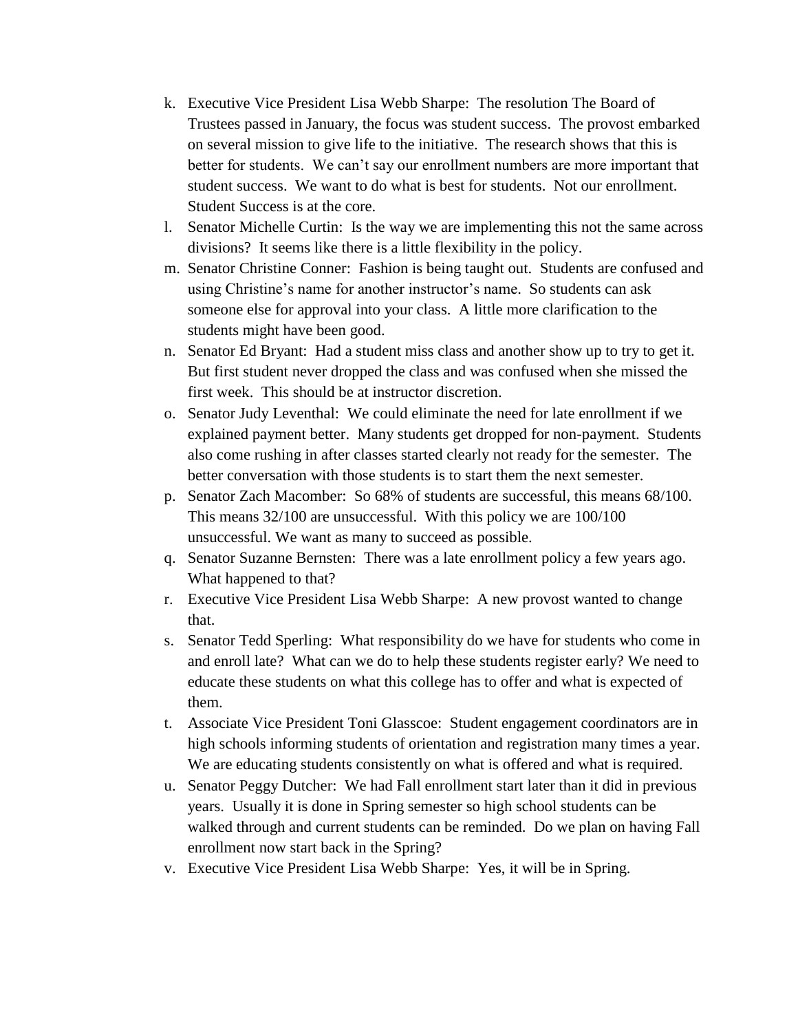k. Executive Vice President Lisa Webb Sharpe: The resolution The Board of Trustees passed in January, the focus was student success. The provost embarked on several mission to give life to the initiative. The research shows that this is better for students. We can't say our enrollment numbers are more important that student success. We want to do what is best for students. Not our enrollment. Student Success is at the core.
l. Senator Michelle Curtin: Is the way we are implementing this not the same across divisions? It seems like there is a little flexibility in the policy.
m. Senator Christine Conner: Fashion is being taught out. Students are confused and using Christine's name for another instructor's name. So students can ask someone else for approval into your class. A little more clarification to the students might have been good.
n. Senator Ed Bryant: Had a student miss class and another show up to try to get it. But first student never dropped the class and was confused when she missed the first week. This should be at instructor discretion.
o. Senator Judy Leventhal: We could eliminate the need for late enrollment if we explained payment better. Many students get dropped for non-payment. Students also come rushing in after classes started clearly not ready for the semester. The better conversation with those students is to start them the next semester.
p. Senator Zach Macomber: So 68% of students are successful, this means 68/100. This means 32/100 are unsuccessful. With this policy we are 100/100 unsuccessful. We want as many to succeed as possible.
q. Senator Suzanne Bernsten: There was a late enrollment policy a few years ago. What happened to that?
r. Executive Vice President Lisa Webb Sharpe: A new provost wanted to change that.
s. Senator Tedd Sperling: What responsibility do we have for students who come in and enroll late? What can we do to help these students register early? We need to educate these students on what this college has to offer and what is expected of them.
t. Associate Vice President Toni Glasscoe: Student engagement coordinators are in high schools informing students of orientation and registration many times a year. We are educating students consistently on what is offered and what is required.
u. Senator Peggy Dutcher: We had Fall enrollment start later than it did in previous years. Usually it is done in Spring semester so high school students can be walked through and current students can be reminded. Do we plan on having Fall enrollment now start back in the Spring?
v. Executive Vice President Lisa Webb Sharpe: Yes, it will be in Spring.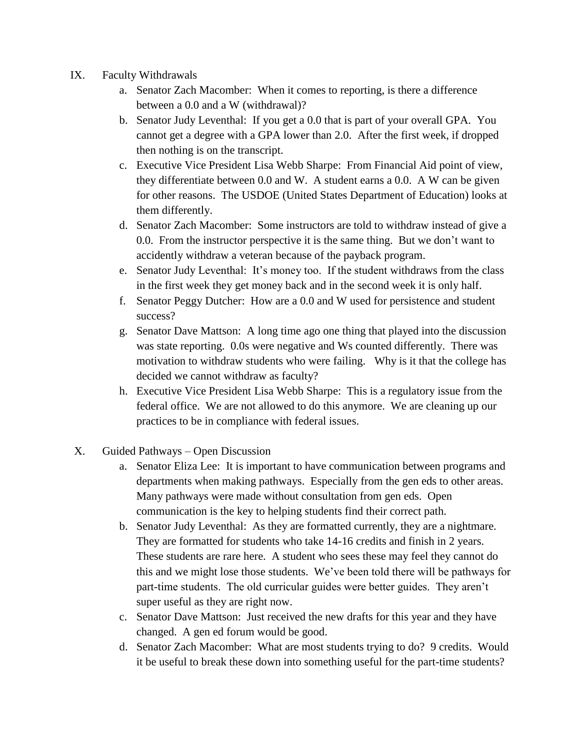IX. Faculty Withdrawals

a. Senator Zach Macomber: When it comes to reporting, is there a difference between a 0.0 and a W (withdrawal)?

b. Senator Judy Leventhal: If you get a 0.0 that is part of your overall GPA. You cannot get a degree with a GPA lower than 2.0. After the first week, if dropped then nothing is on the transcript.

c. Executive Vice President Lisa Webb Sharpe: From Financial Aid point of view, they differentiate between 0.0 and W. A student earns a 0.0. A W can be given for other reasons. The USDOE (United States Department of Education) looks at them differently.

d. Senator Zach Macomber: Some instructors are told to withdraw instead of give a 0.0. From the instructor perspective it is the same thing. But we don't want to accidently withdraw a veteran because of the payback program.

e. Senator Judy Leventhal: It's money too. If the student withdraws from the class in the first week they get money back and in the second week it is only half.

f. Senator Peggy Dutcher: How are a 0.0 and W used for persistence and student success?

g. Senator Dave Mattson: A long time ago one thing that played into the discussion was state reporting. 0.0s were negative and Ws counted differently. There was motivation to withdraw students who were failing. Why is it that the college has decided we cannot withdraw as faculty?

h. Executive Vice President Lisa Webb Sharpe: This is a regulatory issue from the federal office. We are not allowed to do this anymore. We are cleaning up our practices to be in compliance with federal issues.

X. Guided Pathways – Open Discussion

a. Senator Eliza Lee: It is important to have communication between programs and departments when making pathways. Especially from the gen eds to other areas. Many pathways were made without consultation from gen eds. Open communication is the key to helping students find their correct path.

b. Senator Judy Leventhal: As they are formatted currently, they are a nightmare. They are formatted for students who take 14-16 credits and finish in 2 years. These students are rare here. A student who sees these may feel they cannot do this and we might lose those students. We've been told there will be pathways for part-time students. The old curricular guides were better guides. They aren't super useful as they are right now.

c. Senator Dave Mattson: Just received the new drafts for this year and they have changed. A gen ed forum would be good.

d. Senator Zach Macomber: What are most students trying to do? 9 credits. Would it be useful to break these down into something useful for the part-time students?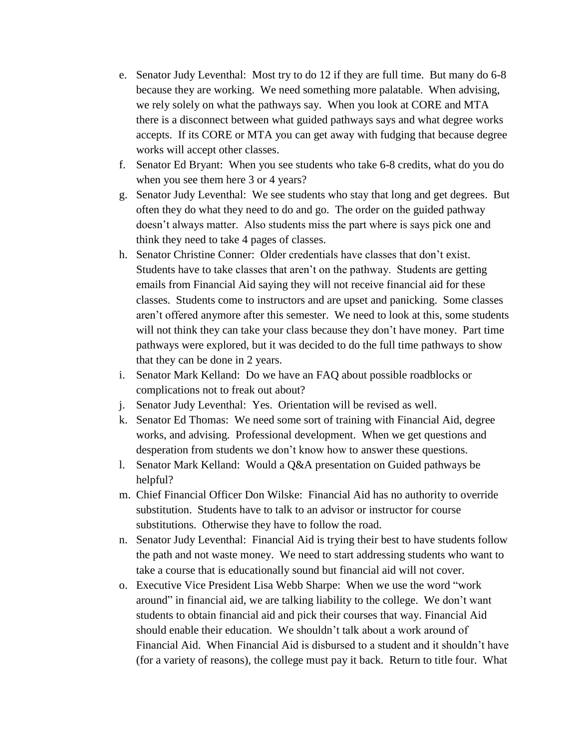e. Senator Judy Leventhal: Most try to do 12 if they are full time. But many do 6-8 because they are working. We need something more palatable. When advising, we rely solely on what the pathways say. When you look at CORE and MTA there is a disconnect between what guided pathways says and what degree works accepts. If its CORE or MTA you can get away with fudging that because degree works will accept other classes.
f. Senator Ed Bryant: When you see students who take 6-8 credits, what do you do when you see them here 3 or 4 years?
g. Senator Judy Leventhal: We see students who stay that long and get degrees. But often they do what they need to do and go. The order on the guided pathway doesn't always matter. Also students miss the part where is says pick one and think they need to take 4 pages of classes.
h. Senator Christine Conner: Older credentials have classes that don't exist. Students have to take classes that aren't on the pathway. Students are getting emails from Financial Aid saying they will not receive financial aid for these classes. Students come to instructors and are upset and panicking. Some classes aren't offered anymore after this semester. We need to look at this, some students will not think they can take your class because they don't have money. Part time pathways were explored, but it was decided to do the full time pathways to show that they can be done in 2 years.
i. Senator Mark Kelland: Do we have an FAQ about possible roadblocks or complications not to freak out about?
j. Senator Judy Leventhal: Yes. Orientation will be revised as well.
k. Senator Ed Thomas: We need some sort of training with Financial Aid, degree works, and advising. Professional development. When we get questions and desperation from students we don't know how to answer these questions.
l. Senator Mark Kelland: Would a Q&A presentation on Guided pathways be helpful?
m. Chief Financial Officer Don Wilske: Financial Aid has no authority to override substitution. Students have to talk to an advisor or instructor for course substitutions. Otherwise they have to follow the road.
n. Senator Judy Leventhal: Financial Aid is trying their best to have students follow the path and not waste money. We need to start addressing students who want to take a course that is educationally sound but financial aid will not cover.
o. Executive Vice President Lisa Webb Sharpe: When we use the word "work around" in financial aid, we are talking liability to the college. We don't want students to obtain financial aid and pick their courses that way. Financial Aid should enable their education. We shouldn't talk about a work around of Financial Aid. When Financial Aid is disbursed to a student and it shouldn't have (for a variety of reasons), the college must pay it back. Return to title four. What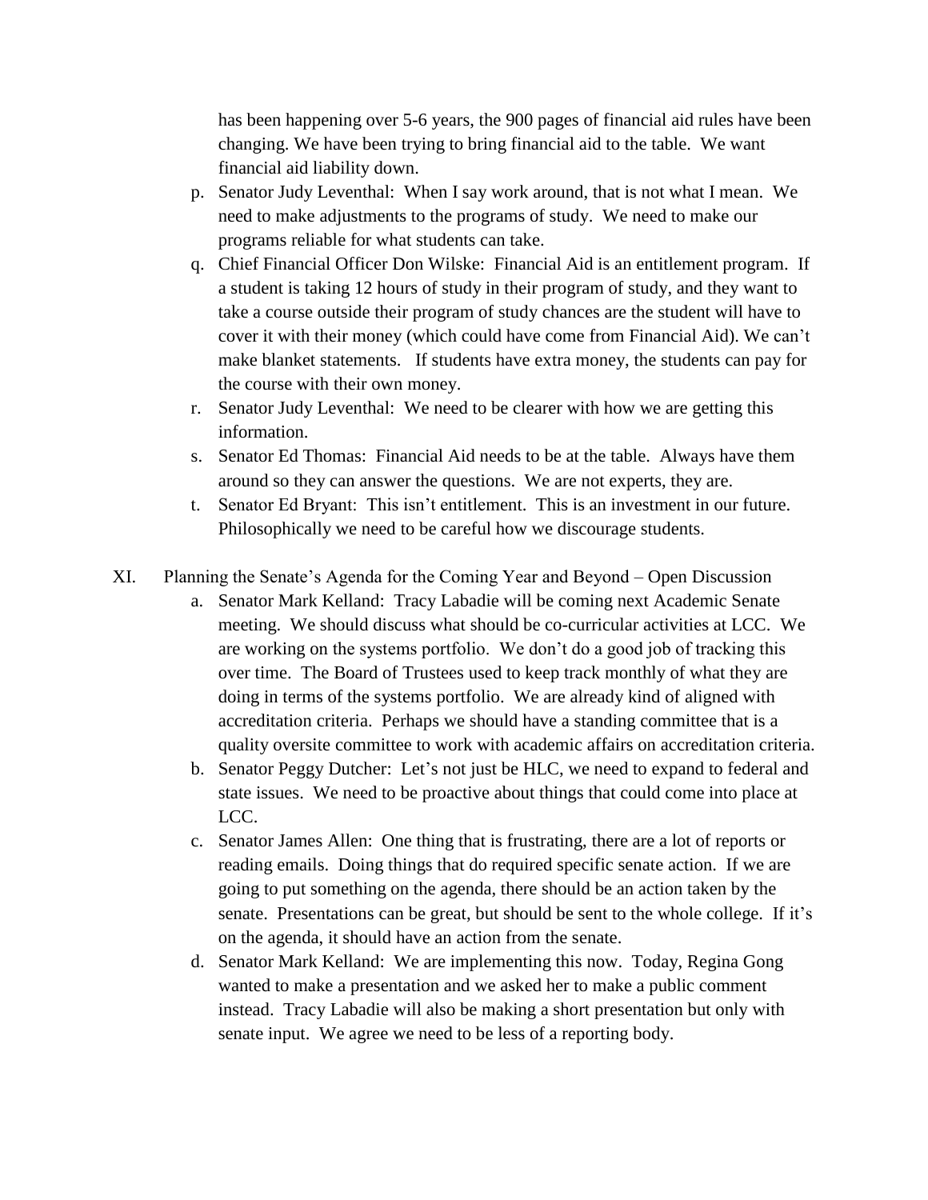has been happening over 5-6 years, the 900 pages of financial aid rules have been changing. We have been trying to bring financial aid to the table. We want financial aid liability down.

p. Senator Judy Leventhal: When I say work around, that is not what I mean. We need to make adjustments to the programs of study. We need to make our programs reliable for what students can take.

q. Chief Financial Officer Don Wilske: Financial Aid is an entitlement program. If a student is taking 12 hours of study in their program of study, and they want to take a course outside their program of study chances are the student will have to cover it with their money (which could have come from Financial Aid). We can't make blanket statements. If students have extra money, the students can pay for the course with their own money.

r. Senator Judy Leventhal: We need to be clearer with how we are getting this information.

s. Senator Ed Thomas: Financial Aid needs to be at the table. Always have them around so they can answer the questions. We are not experts, they are.

t. Senator Ed Bryant: This isn't entitlement. This is an investment in our future. Philosophically we need to be careful how we discourage students.

XI. Planning the Senate's Agenda for the Coming Year and Beyond – Open Discussion

a. Senator Mark Kelland: Tracy Labadie will be coming next Academic Senate meeting. We should discuss what should be co-curricular activities at LCC. We are working on the systems portfolio. We don't do a good job of tracking this over time. The Board of Trustees used to keep track monthly of what they are doing in terms of the systems portfolio. We are already kind of aligned with accreditation criteria. Perhaps we should have a standing committee that is a quality oversite committee to work with academic affairs on accreditation criteria.

b. Senator Peggy Dutcher: Let's not just be HLC, we need to expand to federal and state issues. We need to be proactive about things that could come into place at LCC.

c. Senator James Allen: One thing that is frustrating, there are a lot of reports or reading emails. Doing things that do required specific senate action. If we are going to put something on the agenda, there should be an action taken by the senate. Presentations can be great, but should be sent to the whole college. If it's on the agenda, it should have an action from the senate.

d. Senator Mark Kelland: We are implementing this now. Today, Regina Gong wanted to make a presentation and we asked her to make a public comment instead. Tracy Labadie will also be making a short presentation but only with senate input. We agree we need to be less of a reporting body.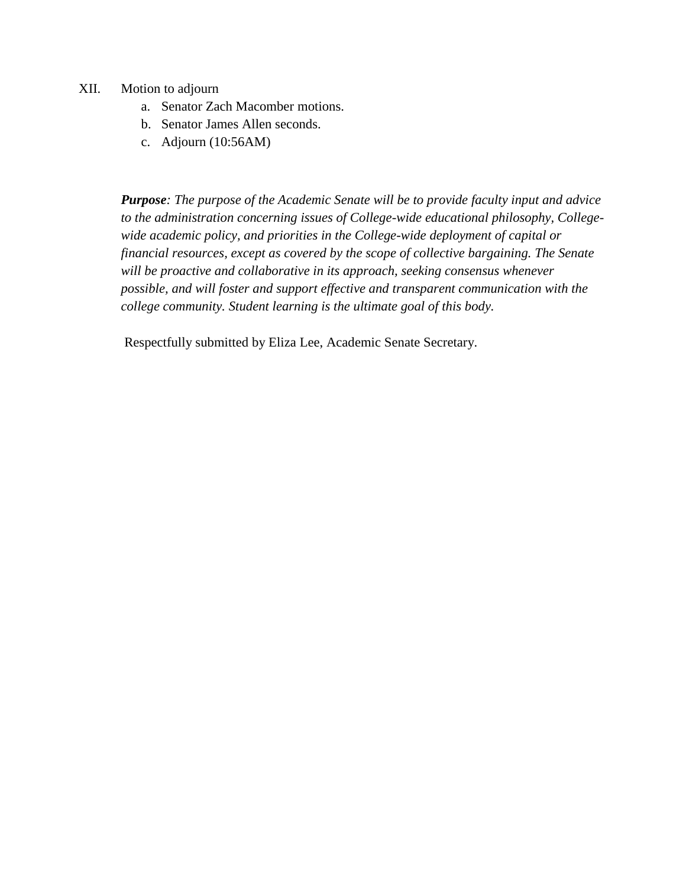XII. Motion to adjourn
   a. Senator Zach Macomber motions.
   b. Senator James Allen seconds.
   c. Adjourn (10:56AM)

***Purpose****: The purpose of the Academic Senate will be to provide faculty input and advice to the administration concerning issues of College-wide educational philosophy, College-wide academic policy, and priorities in the College-wide deployment of capital or financial resources, except as covered by the scope of collective bargaining. The Senate will be proactive and collaborative in its approach, seeking consensus whenever possible, and will foster and support effective and transparent communication with the college community. Student learning is the ultimate goal of this body.*

Respectfully submitted by Eliza Lee, Academic Senate Secretary.